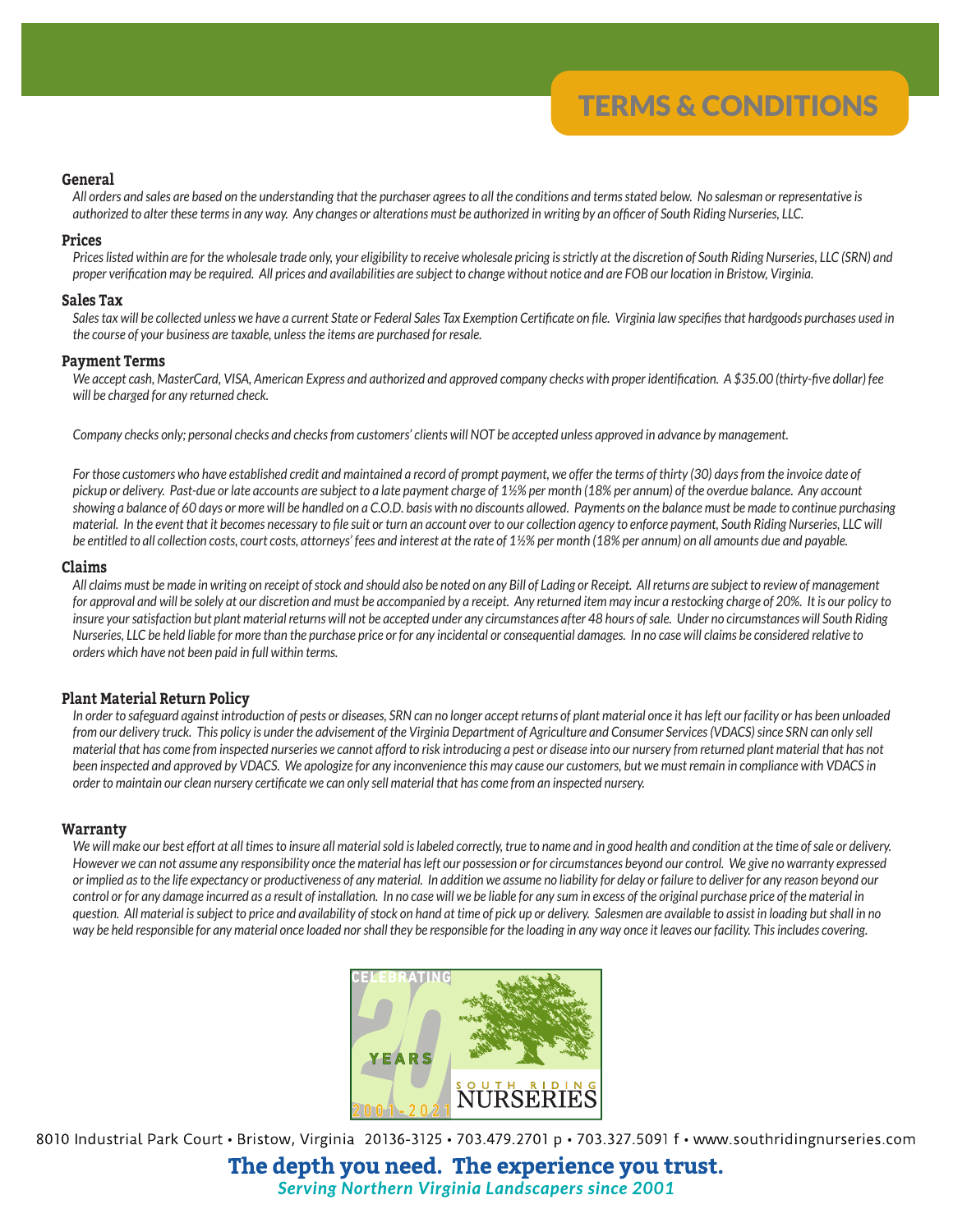# TERMS & CONDITIONS

### General

*All orders and sales are based on the understanding that the purchaser agrees to all the conditions and terms stated below. No salesman or representative is authorized to alter these terms in any way. Any changes or alterations must be authorized in writing by an officer of South Riding Nurseries, LLC.*

### Prices

*Prices listed within are for the wholesale trade only, your eligibility to receive wholesale pricing is strictly at the discretion of South Riding Nurseries, LLC (SRN) and proper verification may be required. All prices and availabilities are subject to change without notice and are FOB our location in Bristow, Virginia.*

### Sales Tax

*Sales tax will be collected unless we have a current State or Federal Sales Tax Exemption Certificate on file. Virginia law specifies that hardgoods purchases used in the course of your business are taxable, unless the items are purchased for resale.*

### Payment Terms

*We accept cash, MasterCard, VISA, American Express and authorized and approved company checks with proper identification. A $35.00 (thirty-five dollar) fee will be charged for any returned check.*

*Company checks only; personal checks and checks from customers' clients will NOT be accepted unless approved in advance by management.*

*For those customers who have established credit and maintained a record of prompt payment, we offer the terms of thirty (30) days from the invoice date of pickup or delivery. Past-due or late accounts are subject to a late payment charge of 1½% per month (18% per annum) of the overdue balance. Any account showing a balance of 60 days or more will be handled on a C.O.D. basis with no discounts allowed. Payments on the balance must be made to continue purchasing material. In the event that it becomes necessary to file suit or turn an account over to our collection agency to enforce payment, South Riding Nurseries, LLC will be entitled to all collection costs, court costs, attorneys' fees and interest at the rate of 1½% per month (18% per annum) on all amounts due and payable.*

### Claims

*All claims must be made in writing on receipt of stock and should also be noted on any Bill of Lading or Receipt. All returns are subject to review of management for approval and will be solely at our discretion and must be accompanied by a receipt. Any returned item may incur a restocking charge of 20%. It is our policy to insure your satisfaction but plant material returns will not be accepted under any circumstances after 48 hours of sale. Under no circumstances will South Riding Nurseries, LLC be held liable for more than the purchase price or for any incidental or consequential damages. In no case will claims be considered relative to orders which have not been paid in full within terms.*

### Plant Material Return Policy

*In order to safeguard against introduction of pests or diseases, SRN can no longer accept returns of plant material once it has left our facility or has been unloaded from our delivery truck. This policy is under the advisement of the Virginia Department of Agriculture and Consumer Services (VDACS) since SRN can only sell material that has come from inspected nurseries we cannot afford to risk introducing a pest or disease into our nursery from returned plant material that has not been inspected and approved by VDACS. We apologize for any inconvenience this may cause our customers, but we must remain in compliance with VDACS in order to maintain our clean nursery certificate we can only sell material that has come from an inspected nursery.*

### Warranty

*We will make our best effort at all times to insure all material sold is labeled correctly, true to name and in good health and condition at the time of sale or delivery. However we can not assume any responsibility once the material has left our possession or for circumstances beyond our control. We give no warranty expressed or implied as to the life expectancy or productiveness of any material. In addition we assume no liability for delay or failure to deliver for any reason beyond our control or for any damage incurred as a result of installation. In no case will we be liable for any sum in excess of the original purchase price of the material in question. All material is subject to price and availability of stock on hand at time of pick up or delivery. Salesmen are available to assist in loading but shall in no way be held responsible for any material once loaded nor shall they be responsible for the loading in any way once it leaves our facility. This includes covering.*

CELEBRATING 20 YEARS 2001-2021
SOUTH RIDING NURSERIES

8010 Industrial Park Court • Bristow, Virginia 20136-3125 • 703.479.2701 p • 703.327.5091 f • www.southridingnurseries.com

**The depth you need. The experience you trust.**

***Serving Northern Virginia Landscapers since 2001***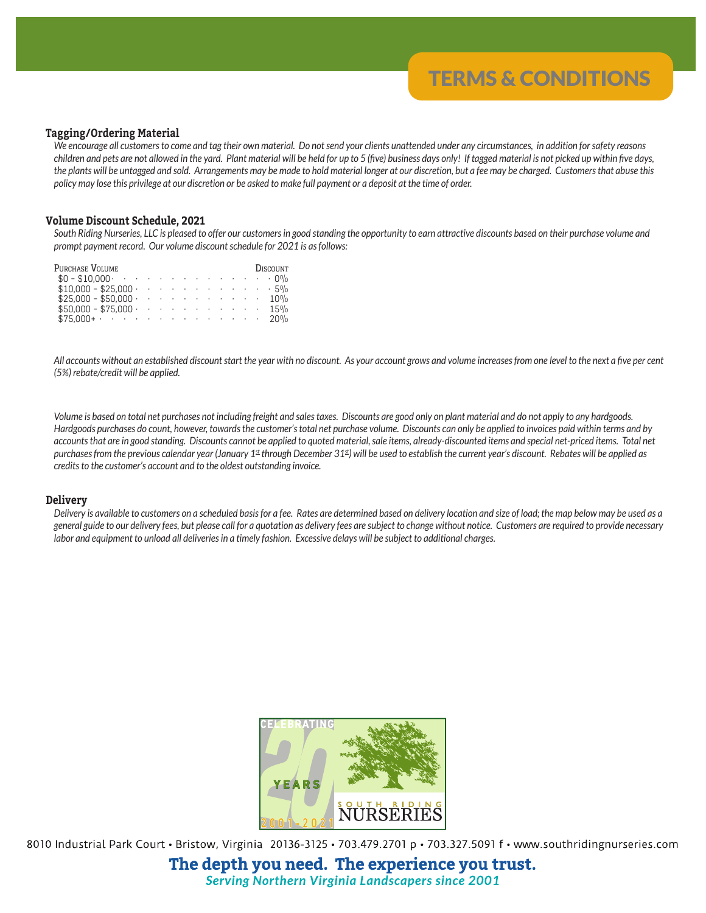# TERMS & CONDITIONS

## Tagging/Ordering Material

*We encourage all customers to come and tag their own material. Do not send your clients unattended under any circumstances, in addition for safety reasons children and pets are not allowed in the yard. Plant material will be held for up to 5 (five) business days only! If tagged material is not picked up within five days, the plants will be untagged and sold. Arrangements may be made to hold material longer at our discretion, but a fee may be charged. Customers that abuse this policy may lose this privilege at our discretion or be asked to make full payment or a deposit at the time of order.*

## Volume Discount Schedule, 2021

*South Riding Nurseries, LLC is pleased to offer our customers in good standing the opportunity to earn attractive discounts based on their purchase volume and prompt payment record. Our volume discount schedule for 2021 is as follows:*

| Purchase Volume | Discount |
|---|---|
| $0 – $10,000 | 0% |
| $10,000 – $25,000 | 5% |
| $25,000 – $50,000 | 10% |
| $50,000 – $75,000 | 15% |
| $75,000+ | 20% |

*All accounts without an established discount start the year with no discount. As your account grows and volume increases from one level to the next a five per cent (5%) rebate/credit will be applied.*

*Volume is based on total net purchases not including freight and sales taxes. Discounts are good only on plant material and do not apply to any hardgoods. Hardgoods purchases do count, however, towards the customer's total net purchase volume. Discounts can only be applied to invoices paid within terms and by accounts that are in good standing. Discounts cannot be applied to quoted material, sale items, already-discounted items and special net-priced items. Total net purchases from the previous calendar year (January 1st through December 31st) will be used to establish the current year's discount. Rebates will be applied as credits to the customer's account and to the oldest outstanding invoice.*

## Delivery

*Delivery is available to customers on a scheduled basis for a fee. Rates are determined based on delivery location and size of load; the map below may be used as a general guide to our delivery fees, but please call for a quotation as delivery fees are subject to change without notice. Customers are required to provide necessary labor and equipment to unload all deliveries in a timely fashion. Excessive delays will be subject to additional charges.*

CELEBRATING 20 YEARS 2001-2021 SOUTH RIDING NURSERIES

8010 Industrial Park Court • Bristow, Virginia 20136-3125 • 703.479.2701 p • 703.327.5091 f • www.southridingnurseries.com

**The depth you need. The experience you trust.**

*Serving Northern Virginia Landscapers since 2001*